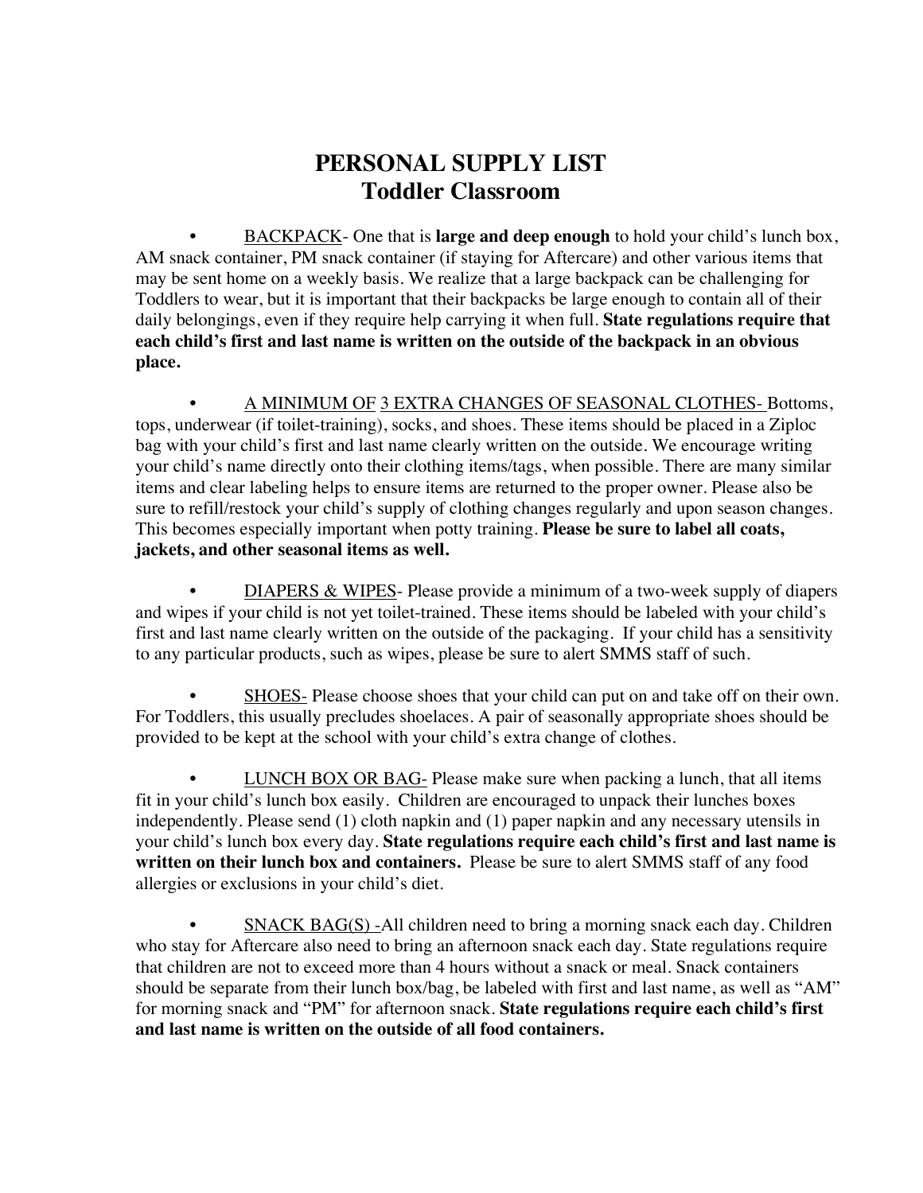# PERSONAL SUPPLY LIST
## Toddler Classroom

- BACKPACK- One that is **large and deep enough** to hold your child's lunch box, AM snack container, PM snack container (if staying for Aftercare) and other various items that may be sent home on a weekly basis. We realize that a large backpack can be challenging for Toddlers to wear, but it is important that their backpacks be large enough to contain all of their daily belongings, even if they require help carrying it when full. **State regulations require that each child's first and last name is written on the outside of the backpack in an obvious place.**

- A MINIMUM OF 3 EXTRA CHANGES OF SEASONAL CLOTHES- Bottoms, tops, underwear (if toilet-training), socks, and shoes. These items should be placed in a Ziploc bag with your child's first and last name clearly written on the outside. We encourage writing your child's name directly onto their clothing items/tags, when possible. There are many similar items and clear labeling helps to ensure items are returned to the proper owner. Please also be sure to refill/restock your child's supply of clothing changes regularly and upon season changes. This becomes especially important when potty training. **Please be sure to label all coats, jackets, and other seasonal items as well.**

- DIAPERS & WIPES- Please provide a minimum of a two-week supply of diapers and wipes if your child is not yet toilet-trained. These items should be labeled with your child's first and last name clearly written on the outside of the packaging. If your child has a sensitivity to any particular products, such as wipes, please be sure to alert SMMS staff of such.

- SHOES- Please choose shoes that your child can put on and take off on their own. For Toddlers, this usually precludes shoelaces. A pair of seasonally appropriate shoes should be provided to be kept at the school with your child's extra change of clothes.

- LUNCH BOX OR BAG- Please make sure when packing a lunch, that all items fit in your child's lunch box easily. Children are encouraged to unpack their lunches boxes independently. Please send (1) cloth napkin and (1) paper napkin and any necessary utensils in your child's lunch box every day. **State regulations require each child's first and last name is written on their lunch box and containers.** Please be sure to alert SMMS staff of any food allergies or exclusions in your child's diet.

- SNACK BAG(S) -All children need to bring a morning snack each day. Children who stay for Aftercare also need to bring an afternoon snack each day. State regulations require that children are not to exceed more than 4 hours without a snack or meal. Snack containers should be separate from their lunch box/bag, be labeled with first and last name, as well as "AM" for morning snack and "PM" for afternoon snack. **State regulations require each child's first and last name is written on the outside of all food containers.**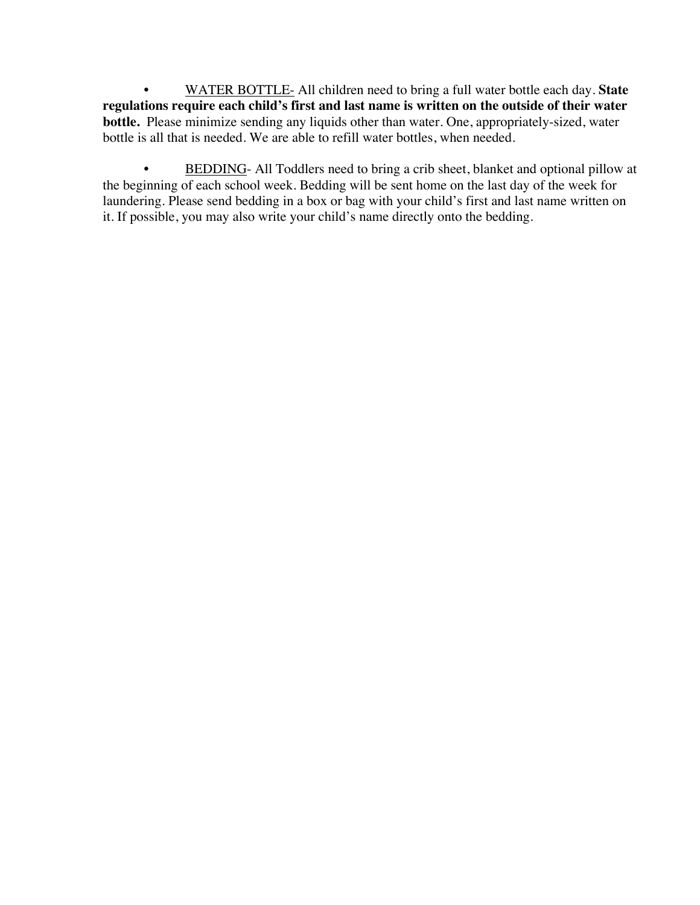- <u>WATER BOTTLE-</u> All children need to bring a full water bottle each day. **State regulations require each child's first and last name is written on the outside of their water bottle.** Please minimize sending any liquids other than water. One, appropriately-sized, water bottle is all that is needed. We are able to refill water bottles, when needed.

- <u>BEDDING</u>- All Toddlers need to bring a crib sheet, blanket and optional pillow at the beginning of each school week. Bedding will be sent home on the last day of the week for laundering. Please send bedding in a box or bag with your child's first and last name written on it. If possible, you may also write your child's name directly onto the bedding.